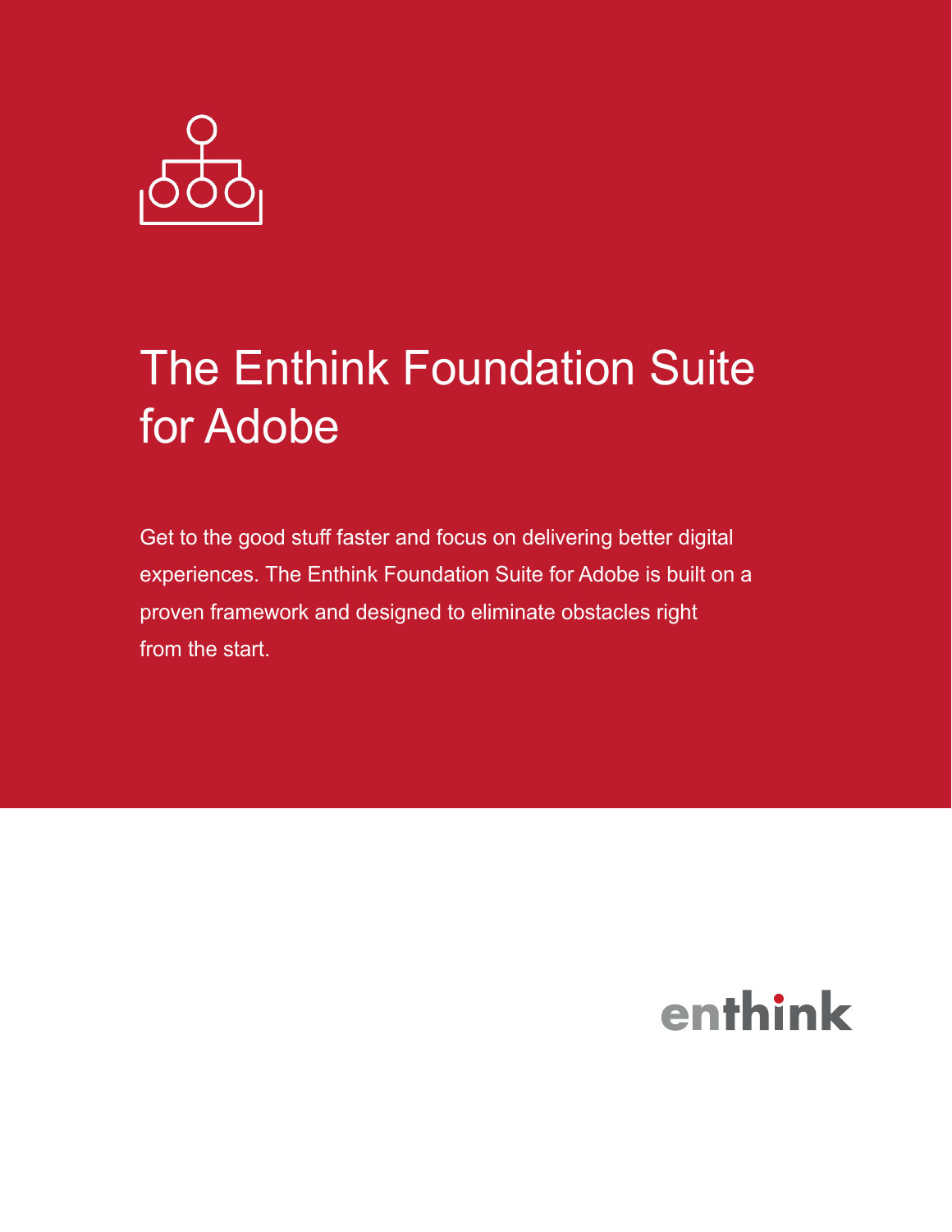# The Enthink Foundation Suite for Adobe

Get to the good stuff faster and focus on delivering better digital experiences. The Enthink Foundation Suite for Adobe is built on a proven framework and designed to eliminate obstacles right from the start.

enthink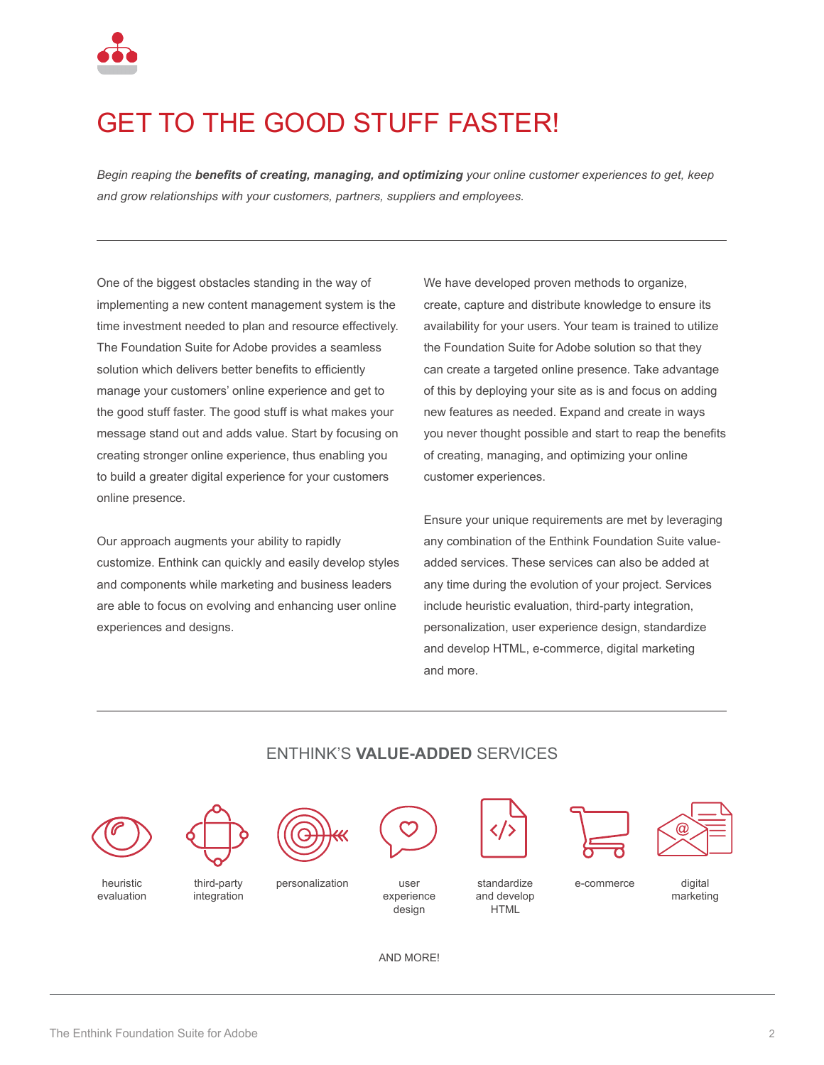# GET TO THE GOOD STUFF FASTER!

*Begin reaping the **benefits of creating, managing, and optimizing** your online customer experiences to get, keep and grow relationships with your customers, partners, suppliers and employees.*

---

One of the biggest obstacles standing in the way of implementing a new content management system is the time investment needed to plan and resource effectively. The Foundation Suite for Adobe provides a seamless solution which delivers better benefits to efficiently manage your customers' online experience and get to the good stuff faster. The good stuff is what makes your message stand out and adds value. Start by focusing on creating stronger online experience, thus enabling you to build a greater digital experience for your customers online presence.

Our approach augments your ability to rapidly customize. Enthink can quickly and easily develop styles and components while marketing and business leaders are able to focus on evolving and enhancing user online experiences and designs.

We have developed proven methods to organize, create, capture and distribute knowledge to ensure its availability for your users. Your team is trained to utilize the Foundation Suite for Adobe solution so that they can create a targeted online presence. Take advantage of this by deploying your site as is and focus on adding new features as needed. Expand and create in ways you never thought possible and start to reap the benefits of creating, managing, and optimizing your online customer experiences.

Ensure your unique requirements are met by leveraging any combination of the Enthink Foundation Suite value-added services. These services can also be added at any time during the evolution of your project. Services include heuristic evaluation, third-party integration, personalization, user experience design, standardize and develop HTML, e-commerce, digital marketing and more.

---

## ENTHINK'S **VALUE-ADDED** SERVICES

- heuristic evaluation
- third-party integration
- personalization
- user experience design
- standardize and develop HTML
- e-commerce
- digital marketing

AND MORE!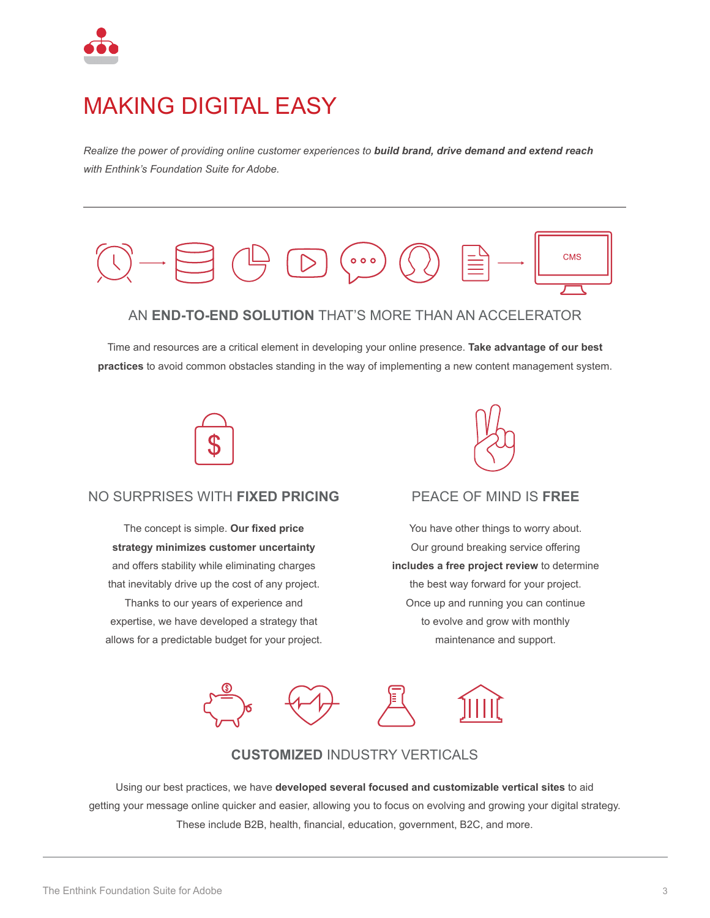# MAKING DIGITAL EASY

*Realize the power of providing online customer experiences to **build brand, drive demand and extend reach** with Enthink's Foundation Suite for Adobe.*

---

CMS

## AN **END-TO-END SOLUTION** THAT'S MORE THAN AN ACCELERATOR

Time and resources are a critical element in developing your online presence. **Take advantage of our best practices** to avoid common obstacles standing in the way of implementing a new content management system.

## NO SURPRISES WITH **FIXED PRICING**

The concept is simple. **Our fixed price strategy minimizes customer uncertainty** and offers stability while eliminating charges that inevitably drive up the cost of any project. Thanks to our years of experience and expertise, we have developed a strategy that allows for a predictable budget for your project.

## PEACE OF MIND IS **FREE**

You have other things to worry about. Our ground breaking service offering **includes a free project review** to determine the best way forward for your project. Once up and running you can continue to evolve and grow with monthly maintenance and support.

## **CUSTOMIZED** INDUSTRY VERTICALS

Using our best practices, we have **developed several focused and customizable vertical sites** to aid getting your message online quicker and easier, allowing you to focus on evolving and growing your digital strategy. These include B2B, health, financial, education, government, B2C, and more.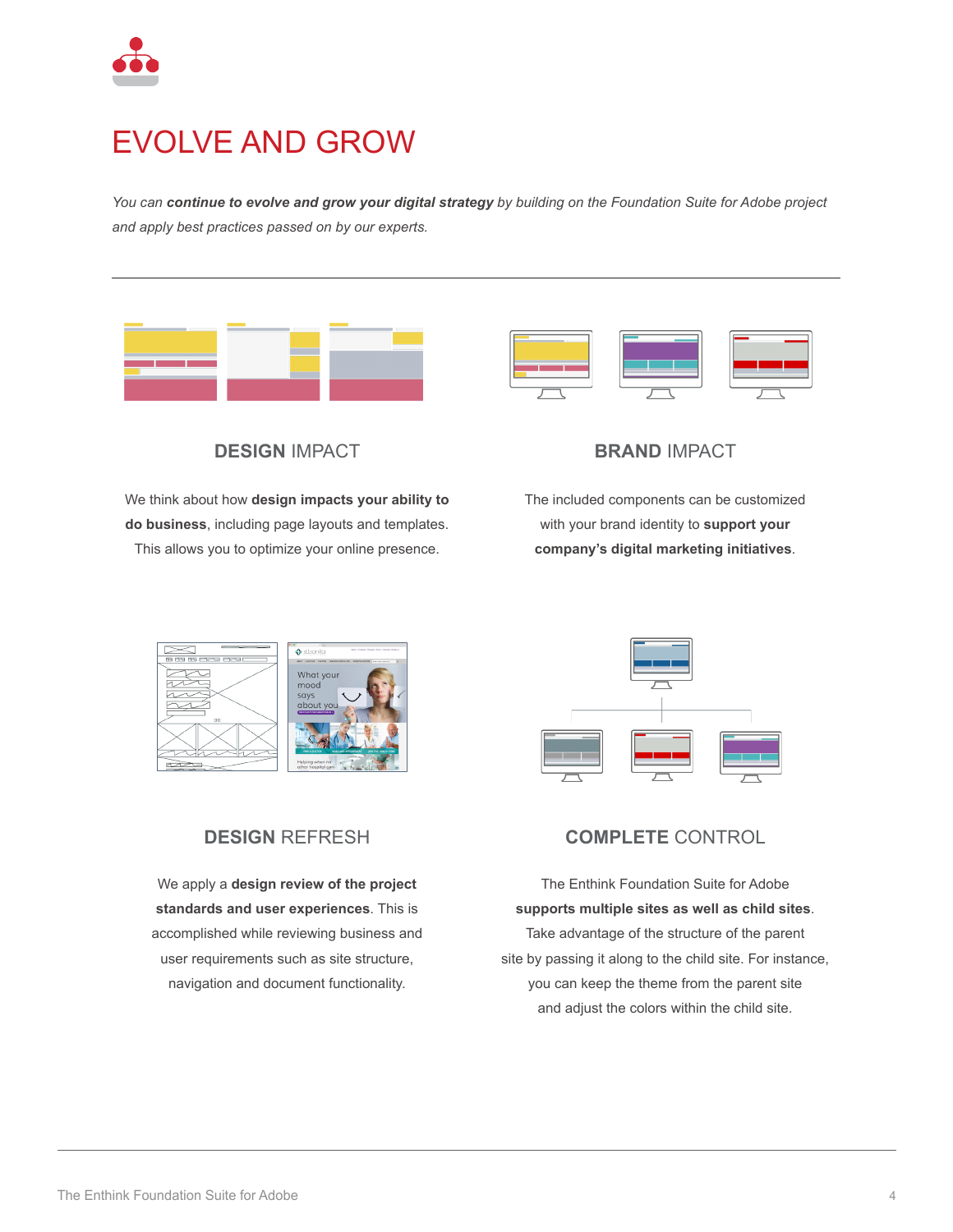# EVOLVE AND GROW

*You can **continue to evolve and grow your digital strategy** by building on the Foundation Suite for Adobe project and apply best practices passed on by our experts.*

---

## **DESIGN** IMPACT

We think about how **design impacts your ability to do business**, including page layouts and templates. This allows you to optimize your online presence.

## **BRAND** IMPACT

The included components can be customized with your brand identity to **support your company's digital marketing initiatives**.

## **DESIGN** REFRESH

We apply a **design review of the project standards and user experiences**. This is accomplished while reviewing business and user requirements such as site structure, navigation and document functionality.

## **COMPLETE** CONTROL

The Enthink Foundation Suite for Adobe **supports multiple sites as well as child sites**. Take advantage of the structure of the parent site by passing it along to the child site. For instance, you can keep the theme from the parent site and adjust the colors within the child site.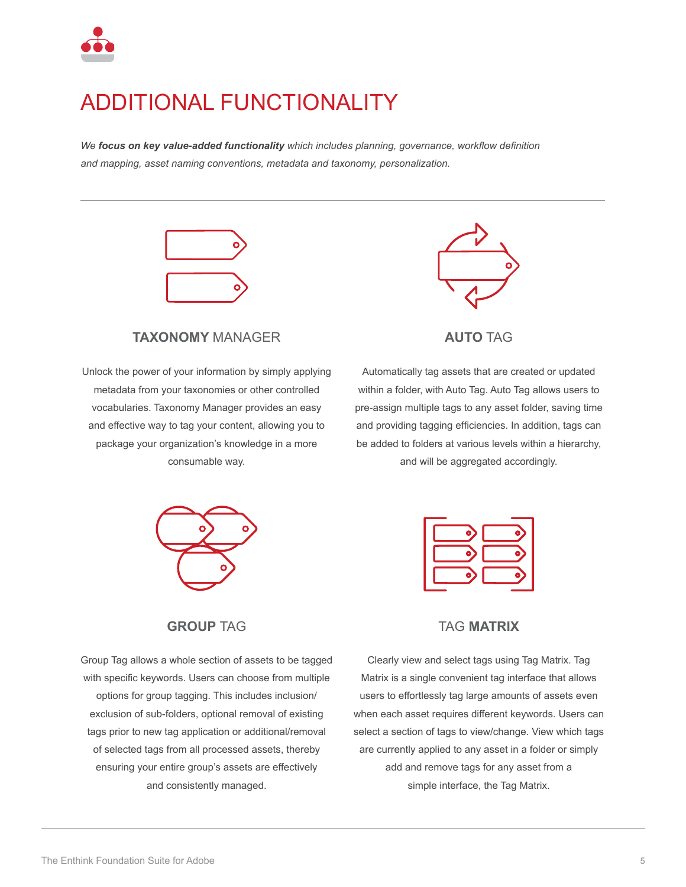# ADDITIONAL FUNCTIONALITY

*We **focus on key value-added functionality** which includes planning, governance, workflow definition and mapping, asset naming conventions, metadata and taxonomy, personalization.*

---

### **TAXONOMY** MANAGER

Unlock the power of your information by simply applying metadata from your taxonomies or other controlled vocabularies. Taxonomy Manager provides an easy and effective way to tag your content, allowing you to package your organization's knowledge in a more consumable way.

### **AUTO** TAG

Automatically tag assets that are created or updated within a folder, with Auto Tag. Auto Tag allows users to pre-assign multiple tags to any asset folder, saving time and providing tagging efficiencies. In addition, tags can be added to folders at various levels within a hierarchy, and will be aggregated accordingly.

### **GROUP** TAG

Group Tag allows a whole section of assets to be tagged with specific keywords. Users can choose from multiple options for group tagging. This includes inclusion/exclusion of sub-folders, optional removal of existing tags prior to new tag application or additional/removal of selected tags from all processed assets, thereby ensuring your entire group's assets are effectively and consistently managed.

### TAG **MATRIX**

Clearly view and select tags using Tag Matrix. Tag Matrix is a single convenient tag interface that allows users to effortlessly tag large amounts of assets even when each asset requires different keywords. Users can select a section of tags to view/change. View which tags are currently applied to any asset in a folder or simply add and remove tags for any asset from a simple interface, the Tag Matrix.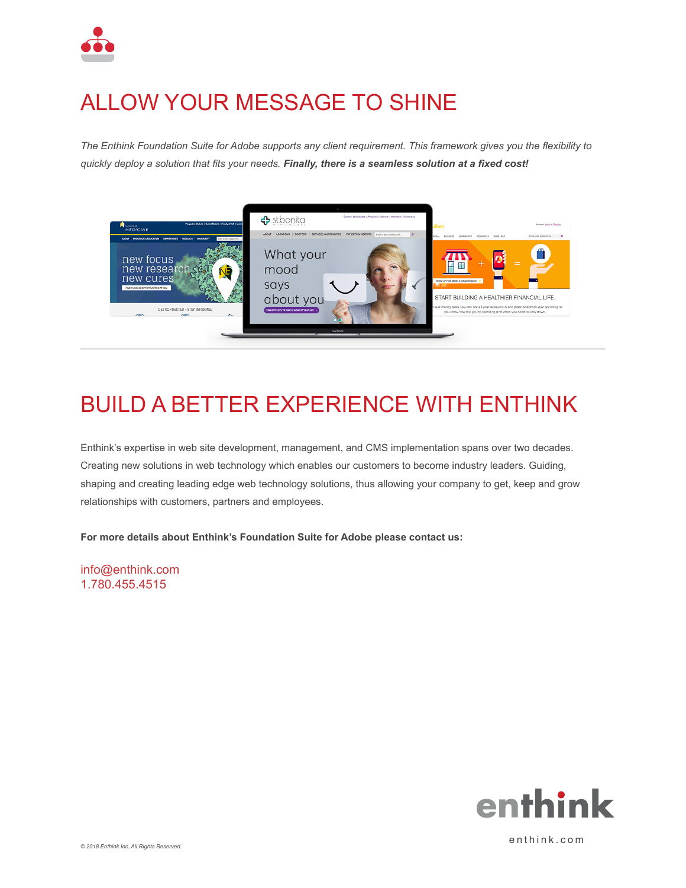# ALLOW YOUR MESSAGE TO SHINE

*The Enthink Foundation Suite for Adobe supports any client requirement. This framework gives you the flexibility to quickly deploy a solution that fits your needs.* ***Finally, there is a seamless solution at a fixed cost!***

---

# BUILD A BETTER EXPERIENCE WITH ENTHINK

Enthink's expertise in web site development, management, and CMS implementation spans over two decades. Creating new solutions in web technology which enables our customers to become industry leaders. Guiding, shaping and creating leading edge web technology solutions, thus allowing your company to get, keep and grow relationships with customers, partners and employees.

**For more details about Enthink's Foundation Suite for Adobe please contact us:**

info@enthink.com
1.780.455.4515

enthink

enthink.com

*© 2018 Enthink Inc. All Rights Reserved.*